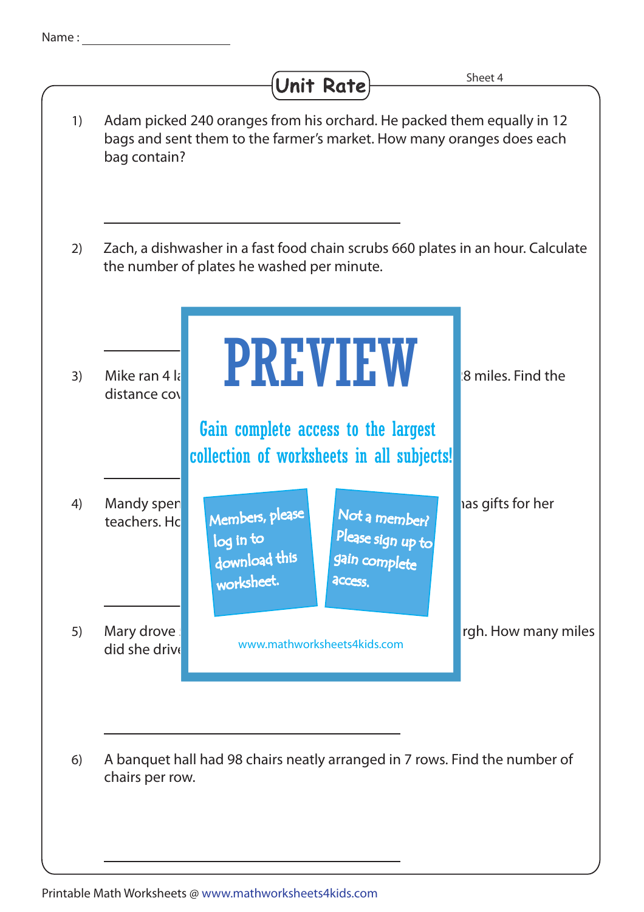Name : ____________________

# Unit Rate

Sheet 4

1) Adam picked 240 oranges from his orchard. He packed them equally in 12 bags and sent them to the farmer's market. How many oranges does each bag contain?

______________________________

2) Zach, a dishwasher in a fast food chain scrubs 660 plates in an hour. Calculate the number of plates he washed per minute.

______________________________

3) Mike ran 4 la... 8 miles. Find the distance cov...

______________________________

4) Mandy spen... has gifts for her teachers. Ho...

______________________________

5) Mary drove ... rgh. How many miles did she driv...

PREVIEW

Gain complete access to the largest collection of worksheets in all subjects!

Members, please log in to download this worksheet.

Not a member? Please sign up to gain complete access.

www.mathworksheets4kids.com

______________________________

6) A banquet hall had 98 chairs neatly arranged in 7 rows. Find the number of chairs per row.

______________________________

Printable Math Worksheets @ www.mathworksheets4kids.com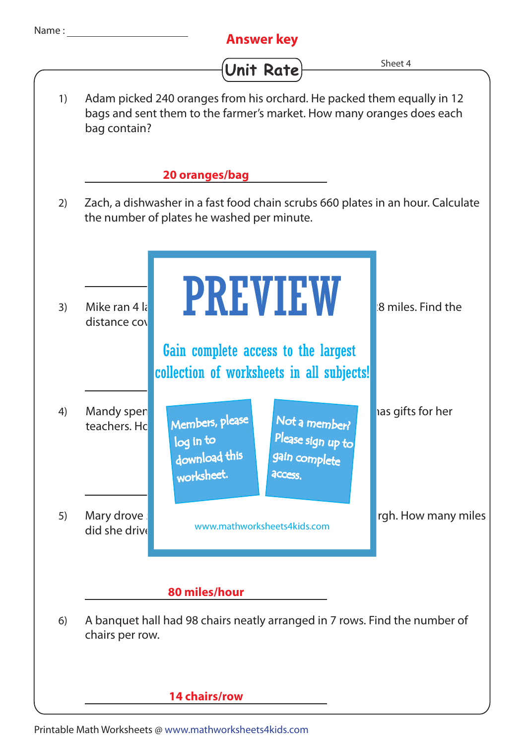Name :

**Answer key**

# Unit Rate

Sheet 4

1) Adam picked 240 oranges from his orchard. He packed them equally in 12 bags and sent them to the farmer's market. How many oranges does each bag contain?

**20 oranges/bag**

2) Zach, a dishwasher in a fast food chain scrubs 660 plates in an hour. Calculate the number of plates he washed per minute.

3) Mike ran 4 la 8 miles. Find the distance cov

4) Mandy spen as gifts for her teachers. Ho

5) Mary drove rgh. How many miles did she drive

**80 miles/hour**

6) A banquet hall had 98 chairs neatly arranged in 7 rows. Find the number of chairs per row.

**14 chairs/row**

PREVIEW

Gain complete access to the largest collection of worksheets in all subjects!

Members, please log in to download this worksheet.

Not a member? Please sign up to gain complete access.

www.mathworksheets4kids.com

Printable Math Worksheets @ www.mathworksheets4kids.com